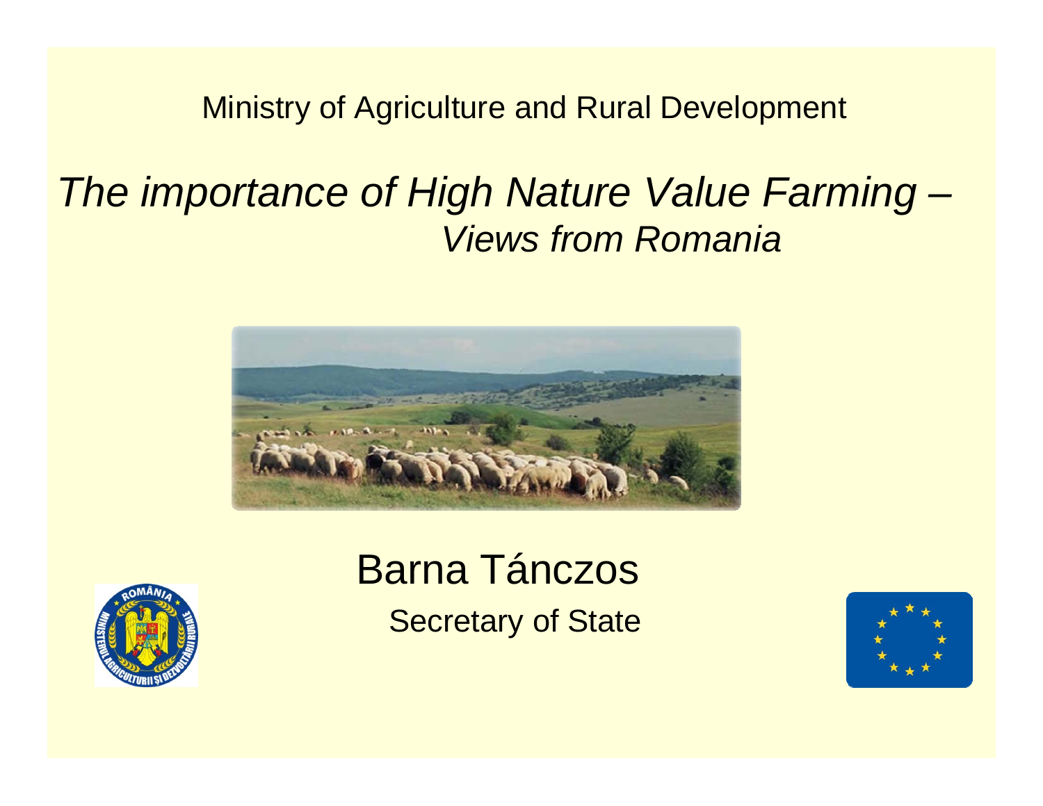Ministry of Agriculture and Rural Development

# *The importance of High Nature Value Farming – Views from Romania*

Barna Tánczos

Secretary of State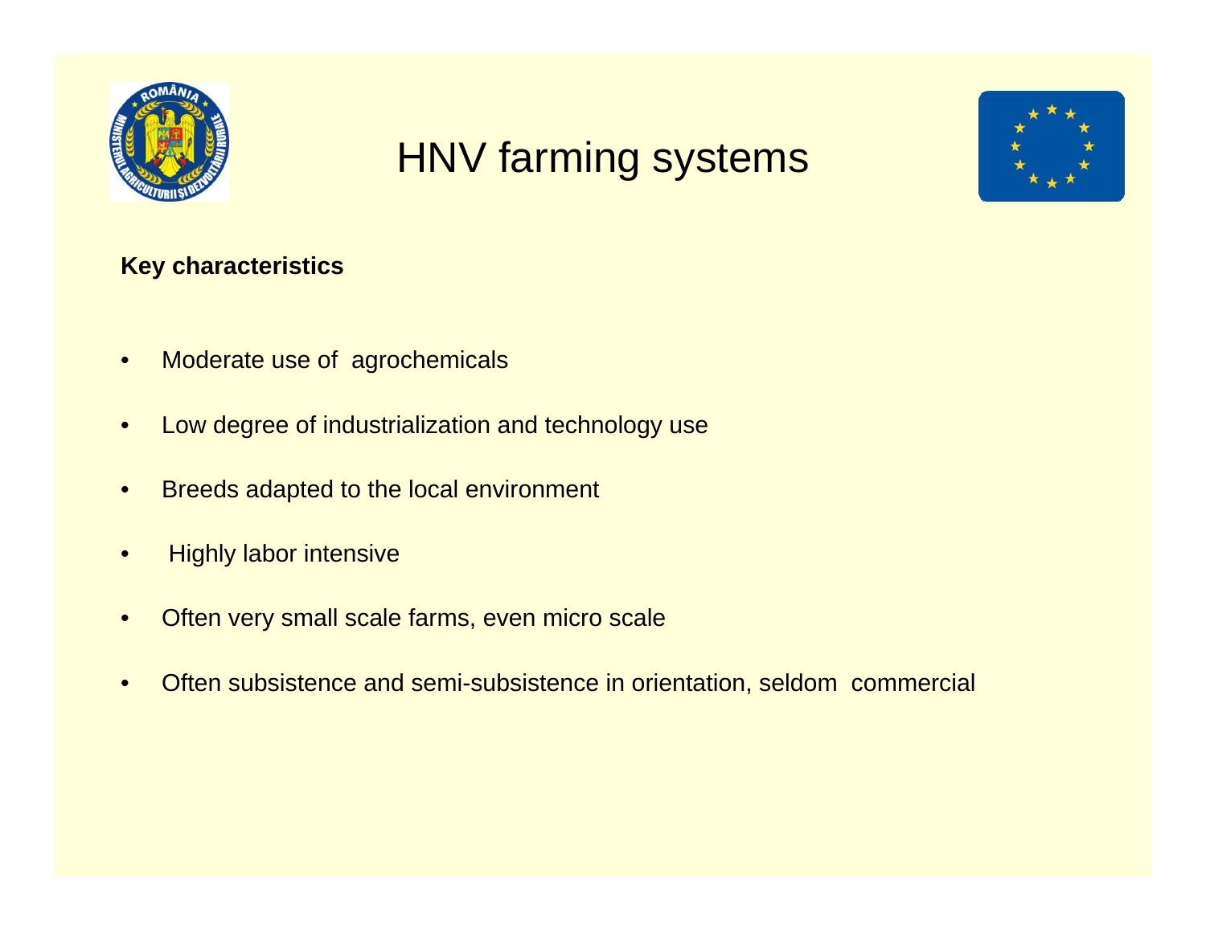# HNV farming systems

**Key characteristics**

- Moderate use of agrochemicals
- Low degree of industrialization and technology use
- Breeds adapted to the local environment
- Highly labor intensive
- Often very small scale farms, even micro scale
- Often subsistence and semi-subsistence in orientation, seldom commercial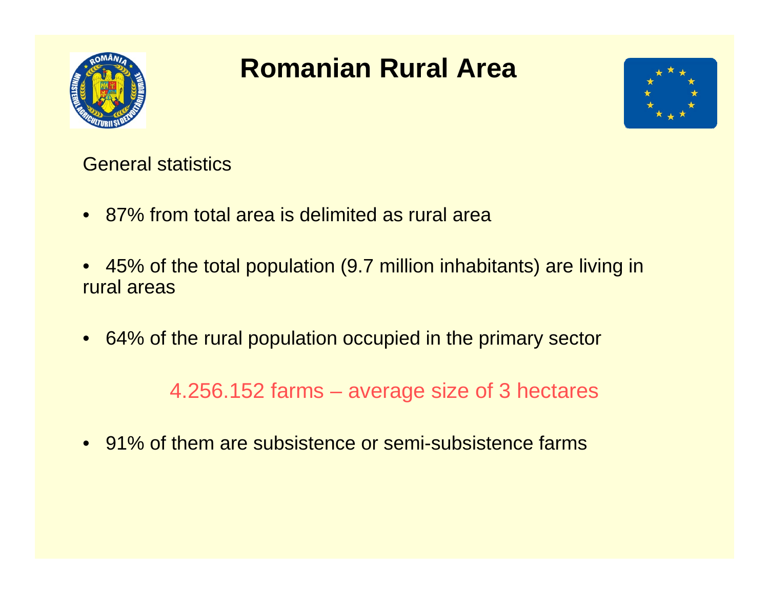# Romanian Rural Area

General statistics

- 87% from total area is delimited as rural area
- 45% of the total population (9.7 million inhabitants) are living in rural areas
- 64% of the rural population occupied in the primary sector

4.256.152 farms – average size of 3 hectares

- 91% of them are subsistence or semi-subsistence farms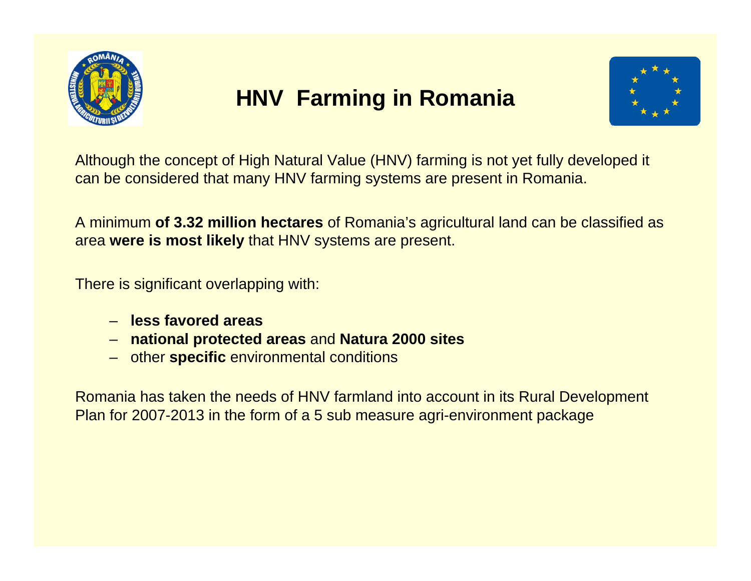# HNV Farming in Romania

Although the concept of High Natural Value (HNV) farming is not yet fully developed it can be considered that many HNV farming systems are present in Romania.

A minimum **of 3.32 million hectares** of Romania's agricultural land can be classified as area **were is most likely** that HNV systems are present.

There is significant overlapping with:

- **less favored areas**
- **national protected areas** and **Natura 2000 sites**
- other **specific** environmental conditions

Romania has taken the needs of HNV farmland into account in its Rural Development Plan for 2007-2013 in the form of a 5 sub measure agri-environment package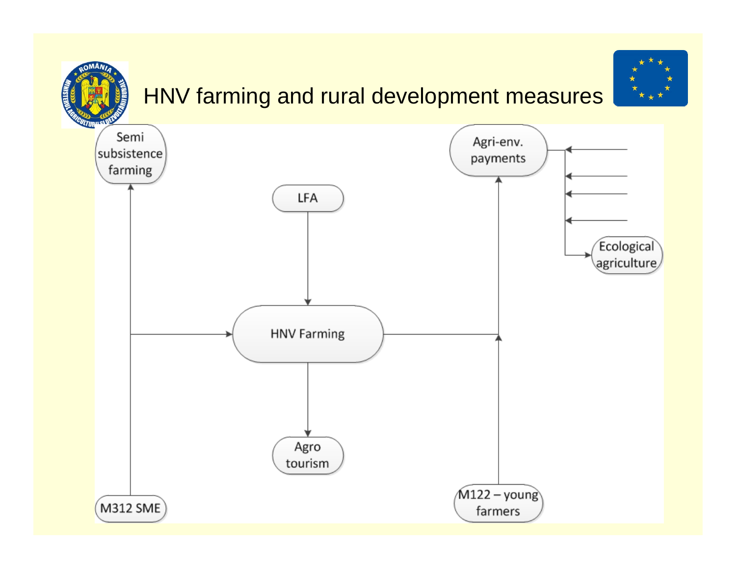# HNV farming and rural development measures

Semi subsistence farming

LFA

Agri-env. payments

Ecological agriculture

HNV Farming

Agro tourism

M312 SME

M122 – young farmers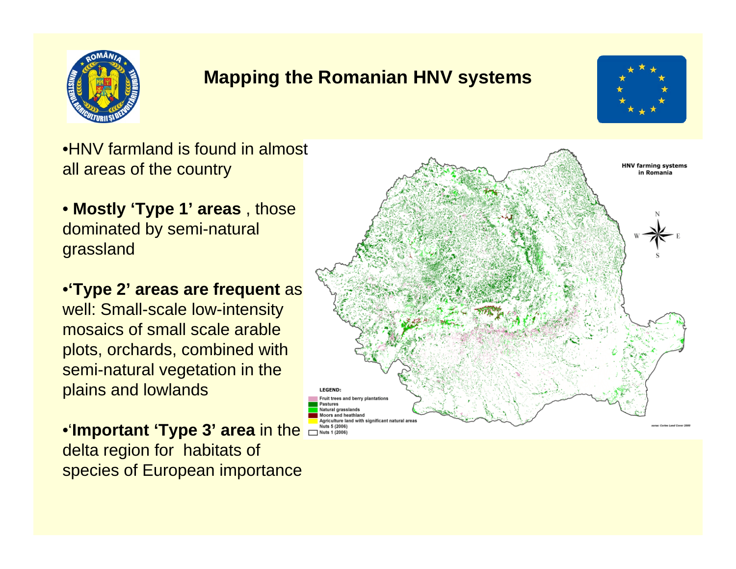# Mapping the Romanian HNV systems

- HNV farmland is found in almost all areas of the country
- **Mostly 'Type 1' areas** , those dominated by semi-natural grassland
- **'Type 2' areas are frequent** as well: Small-scale low-intensity mosaics of small scale arable plots, orchards, combined with semi-natural vegetation in the plains and lowlands
- '**Important 'Type 3' area** in the delta region for habitats of species of European importance

HNV farming systems in Romania

LEGEND:
- Fruit trees and berry plantations
- Pastures
- Natural grasslands
- Moors and heathland
- Agriculture land with significant natural areas
- Nuts 5 (2006)
- Nuts 1 (2006)

sursa: Corine Land Cover 2000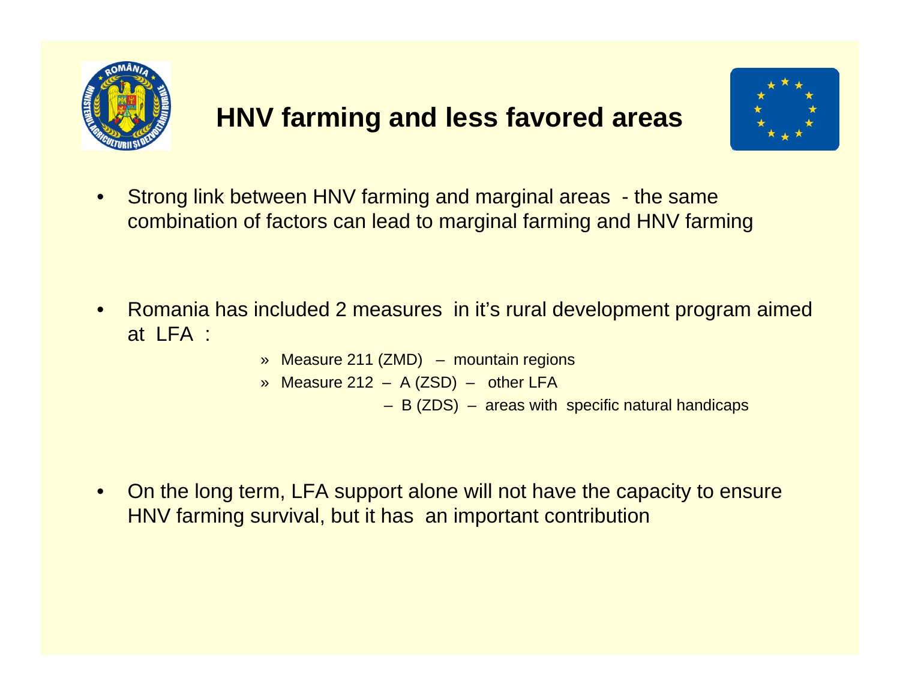# HNV farming and less favored areas

- Strong link between HNV farming and marginal areas - the same combination of factors can lead to marginal farming and HNV farming

- Romania has included 2 measures in it's rural development program aimed at LFA :
  - » Measure 211 (ZMD) – mountain regions
  - » Measure 212 – A (ZSD) – other LFA
    - – B (ZDS) – areas with specific natural handicaps

- On the long term, LFA support alone will not have the capacity to ensure HNV farming survival, but it has an important contribution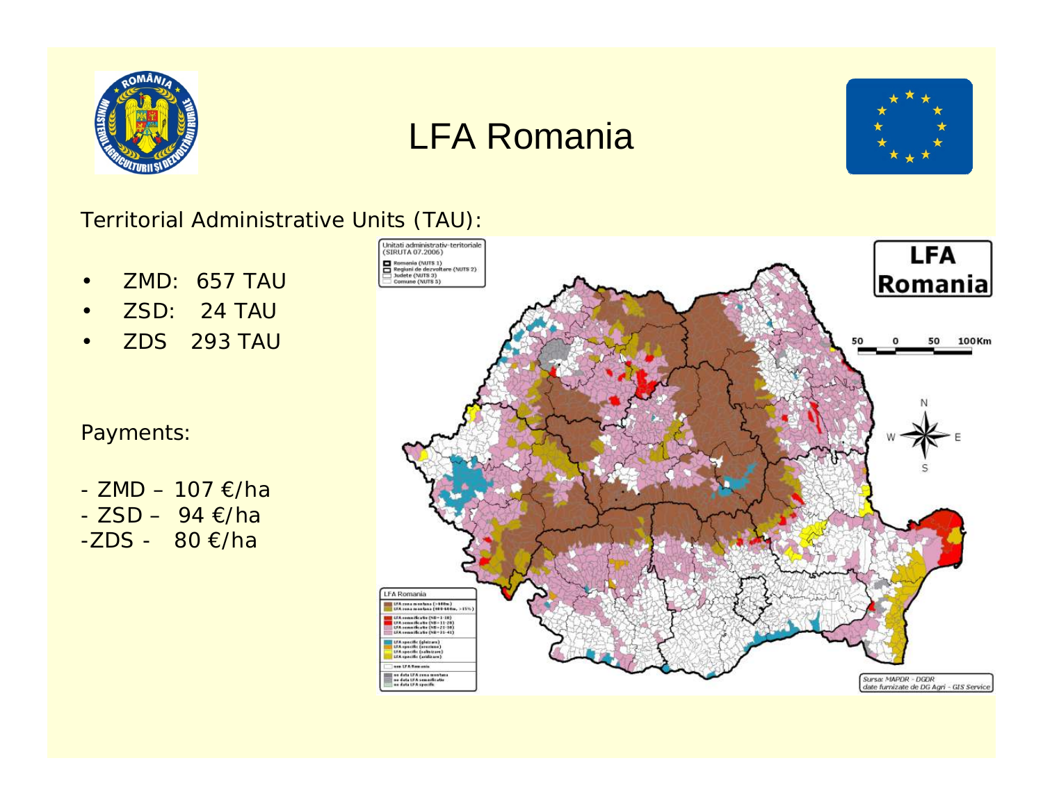# LFA Romania

Territorial Administrative Units (TAU):

- ZMD: 657 TAU
- ZSD: 24 TAU
- ZDS 293 TAU

Payments:

- ZMD – 107 €/ha
- ZSD – 94 €/ha
- ZDS - 80 €/ha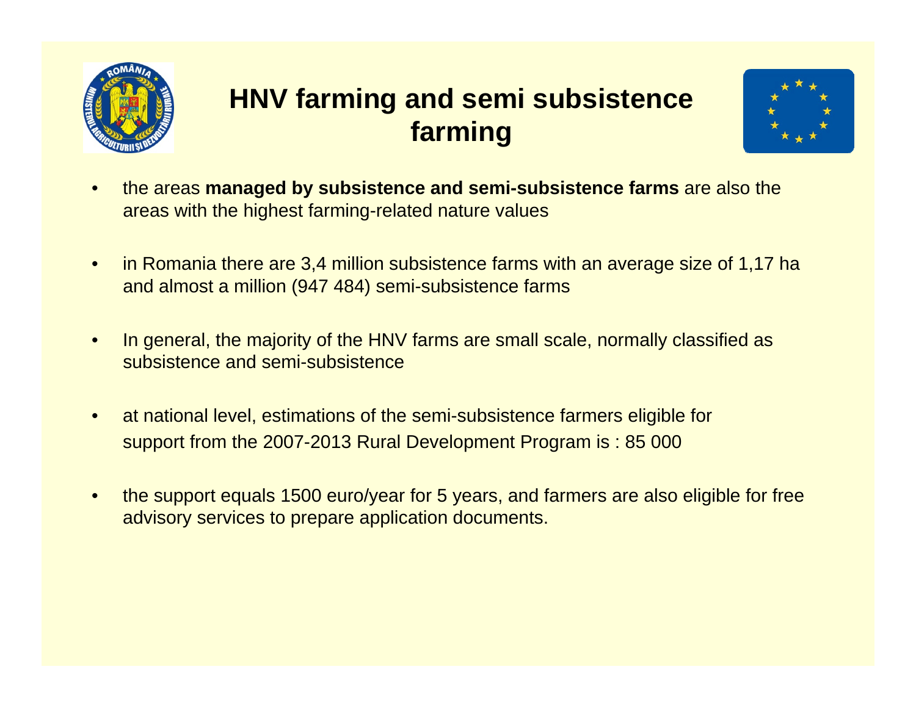# HNV farming and semi subsistence farming

- the areas **managed by subsistence and semi-subsistence farms** are also the areas with the highest farming-related nature values
- in Romania there are 3,4 million subsistence farms with an average size of 1,17 ha and almost a million (947 484) semi-subsistence farms
- In general, the majority of the HNV farms are small scale, normally classified as subsistence and semi-subsistence
- at national level, estimations of the semi-subsistence farmers eligible for support from the 2007-2013 Rural Development Program is : 85 000
- the support equals 1500 euro/year for 5 years, and farmers are also eligible for free advisory services to prepare application documents.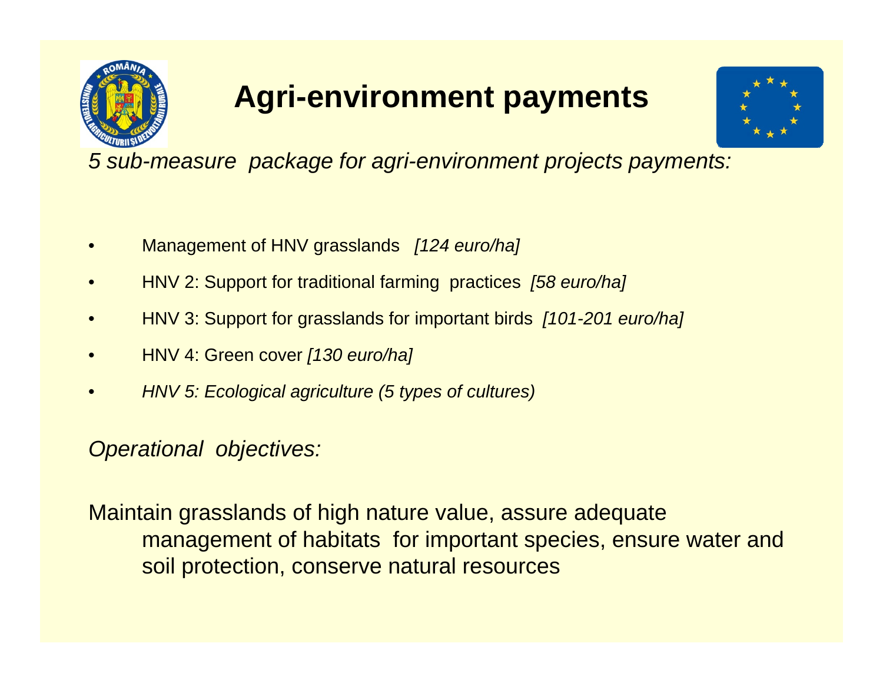# Agri-environment payments

*5 sub-measure package for agri-environment projects payments:*

- Management of HNV grasslands *[124 euro/ha]*
- HNV 2: Support for traditional farming practices *[58 euro/ha]*
- HNV 3: Support for grasslands for important birds *[101-201 euro/ha]*
- HNV 4: Green cover *[130 euro/ha]*
- *HNV 5: Ecological agriculture (5 types of cultures)*

*Operational objectives:*

Maintain grasslands of high nature value, assure adequate management of habitats for important species, ensure water and soil protection, conserve natural resources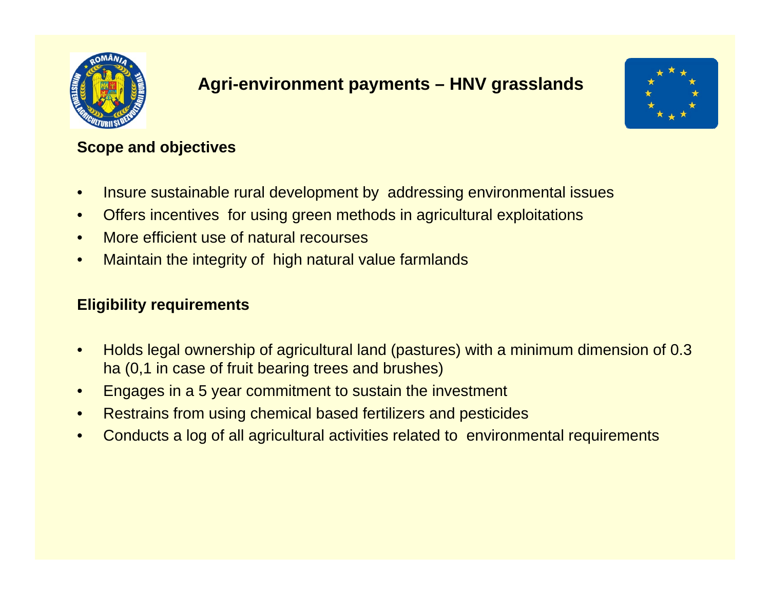# Agri-environment payments – HNV grasslands

## Scope and objectives

- Insure sustainable rural development by addressing environmental issues
- Offers incentives for using green methods in agricultural exploitations
- More efficient use of natural recourses
- Maintain the integrity of high natural value farmlands

## Eligibility requirements

- Holds legal ownership of agricultural land (pastures) with a minimum dimension of 0.3 ha (0,1 in case of fruit bearing trees and brushes)
- Engages in a 5 year commitment to sustain the investment
- Restrains from using chemical based fertilizers and pesticides
- Conducts a log of all agricultural activities related to environmental requirements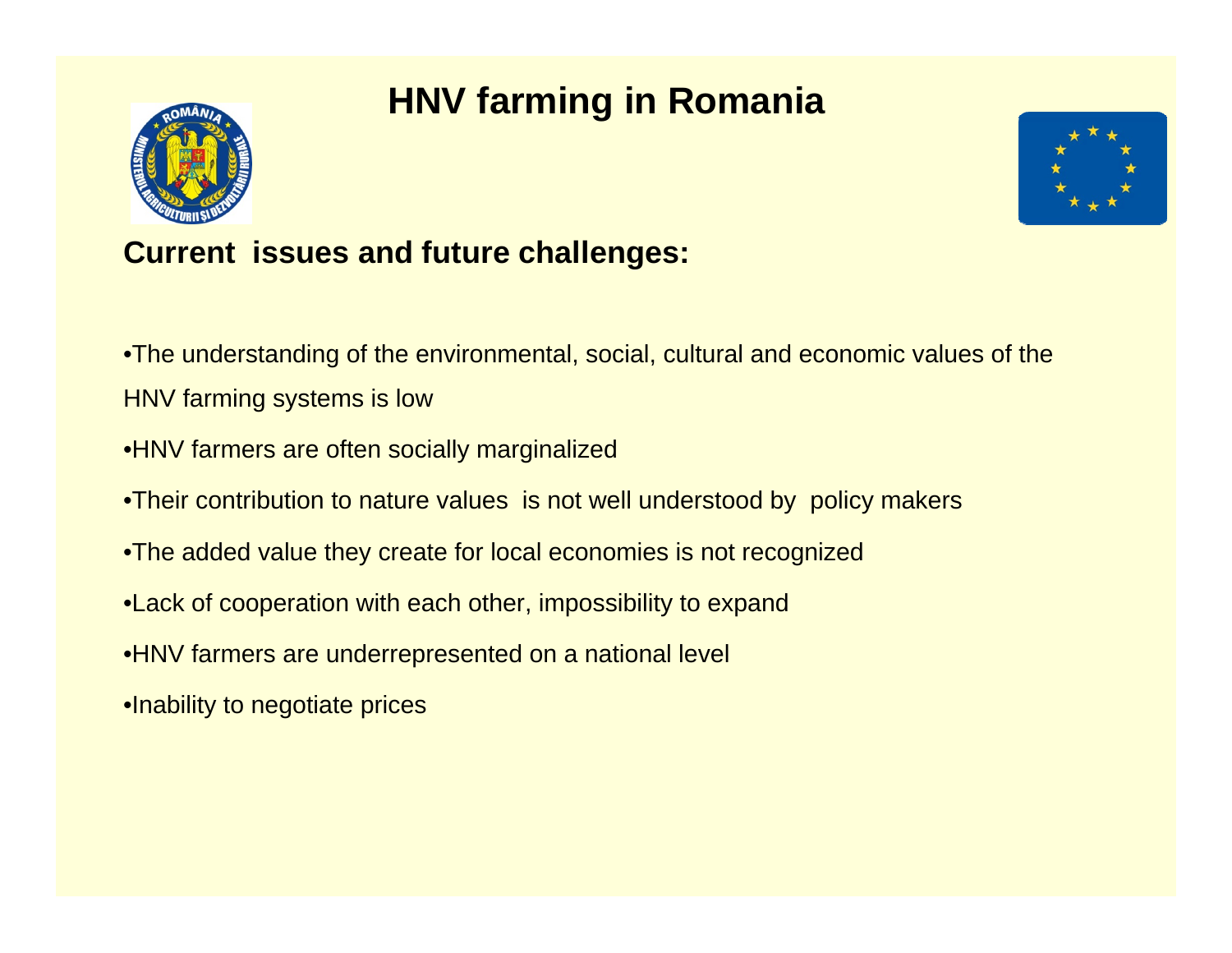# HNV farming in Romania

## Current issues and future challenges:

- The understanding of the environmental, social, cultural and economic values of the HNV farming systems is low
- HNV farmers are often socially marginalized
- Their contribution to nature values is not well understood by policy makers
- The added value they create for local economies is not recognized
- Lack of cooperation with each other, impossibility to expand
- HNV farmers are underrepresented on a national level
- Inability to negotiate prices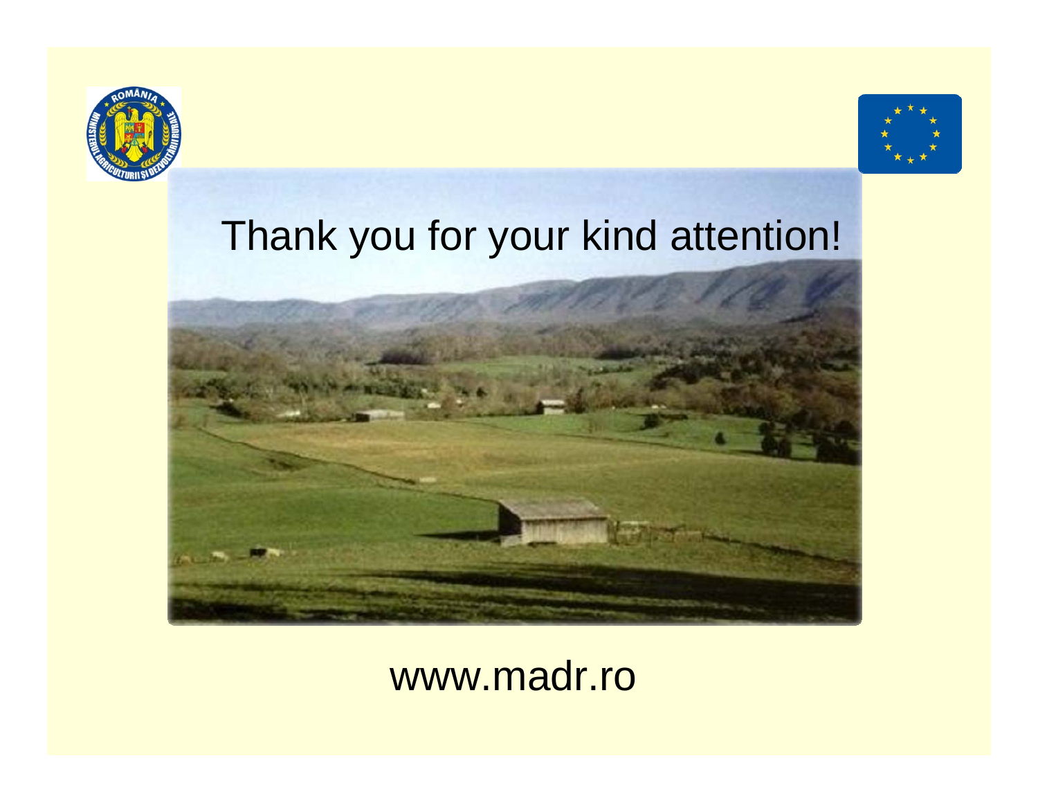Thank you for your kind attention!

www.madr.ro